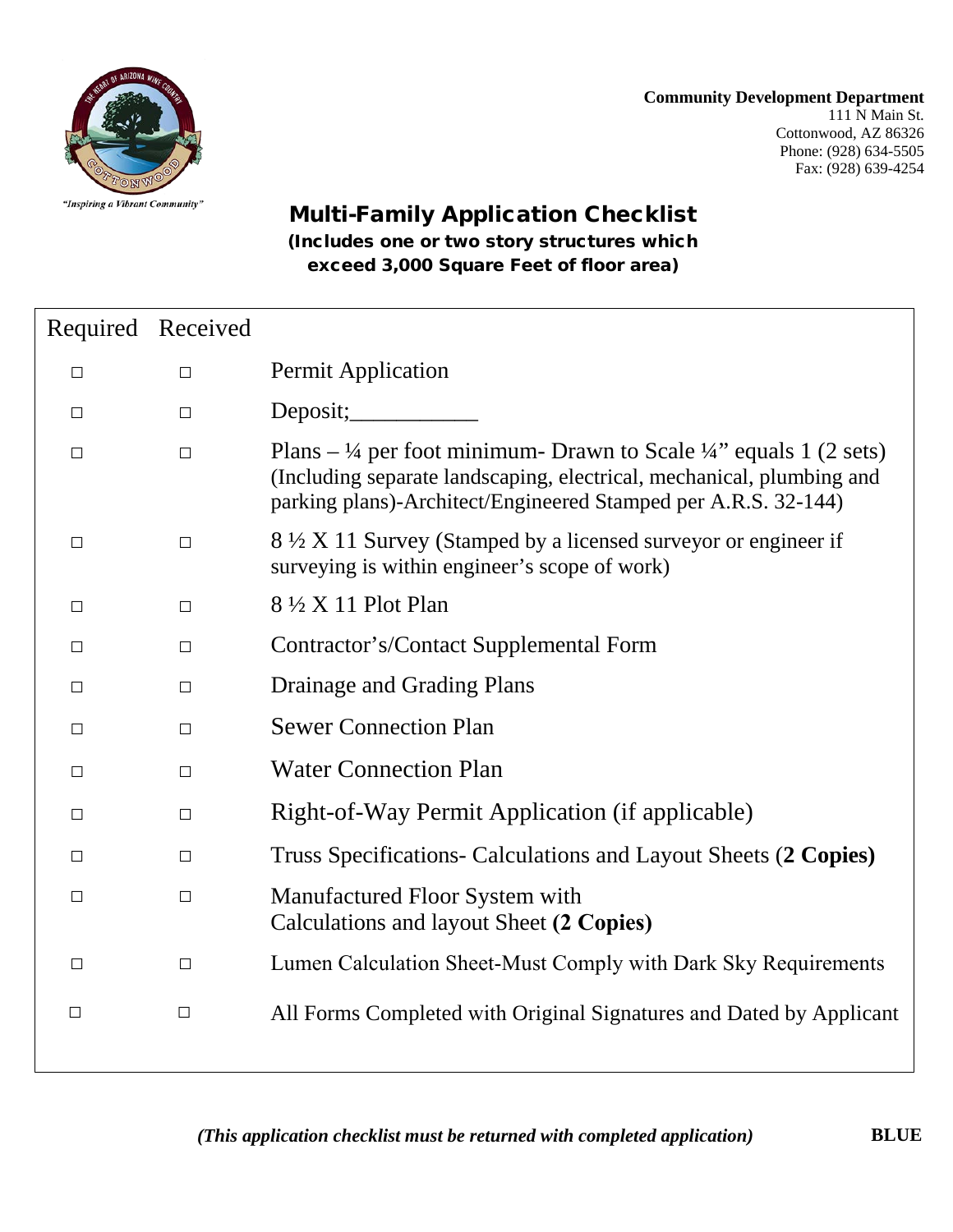"Inspiring a Vibrant Community"

**Community Development Department**
111 N Main St.
Cottonwood, AZ 86326
Phone: (928) 634-5505
Fax: (928) 639-4254

# Multi-Family Application Checklist

**(Includes one or two story structures which exceed 3,000 Square Feet of floor area)**

| Required | Received | |
|---|---|---|
| □ | □ | Permit Application |
| □ | □ | Deposit;___________ |
| □ | □ | Plans – ¼ per foot minimum- Drawn to Scale ¼" equals 1 (2 sets) (Including separate landscaping, electrical, mechanical, plumbing and parking plans)-Architect/Engineered Stamped per A.R.S. 32-144) |
| □ | □ | 8 ½ X 11 Survey (Stamped by a licensed surveyor or engineer if surveying is within engineer's scope of work) |
| □ | □ | 8 ½ X 11 Plot Plan |
| □ | □ | Contractor's/Contact Supplemental Form |
| □ | □ | Drainage and Grading Plans |
| □ | □ | Sewer Connection Plan |
| □ | □ | Water Connection Plan |
| □ | □ | Right-of-Way Permit Application (if applicable) |
| □ | □ | Truss Specifications- Calculations and Layout Sheets (**2 Copies)** |
| □ | □ | Manufactured Floor System with Calculations and layout Sheet **(2 Copies)** |
| □ | □ | Lumen Calculation Sheet-Must Comply with Dark Sky Requirements |
| □ | □ | All Forms Completed with Original Signatures and Dated by Applicant |

***(This application checklist must be returned with completed application)***

**BLUE**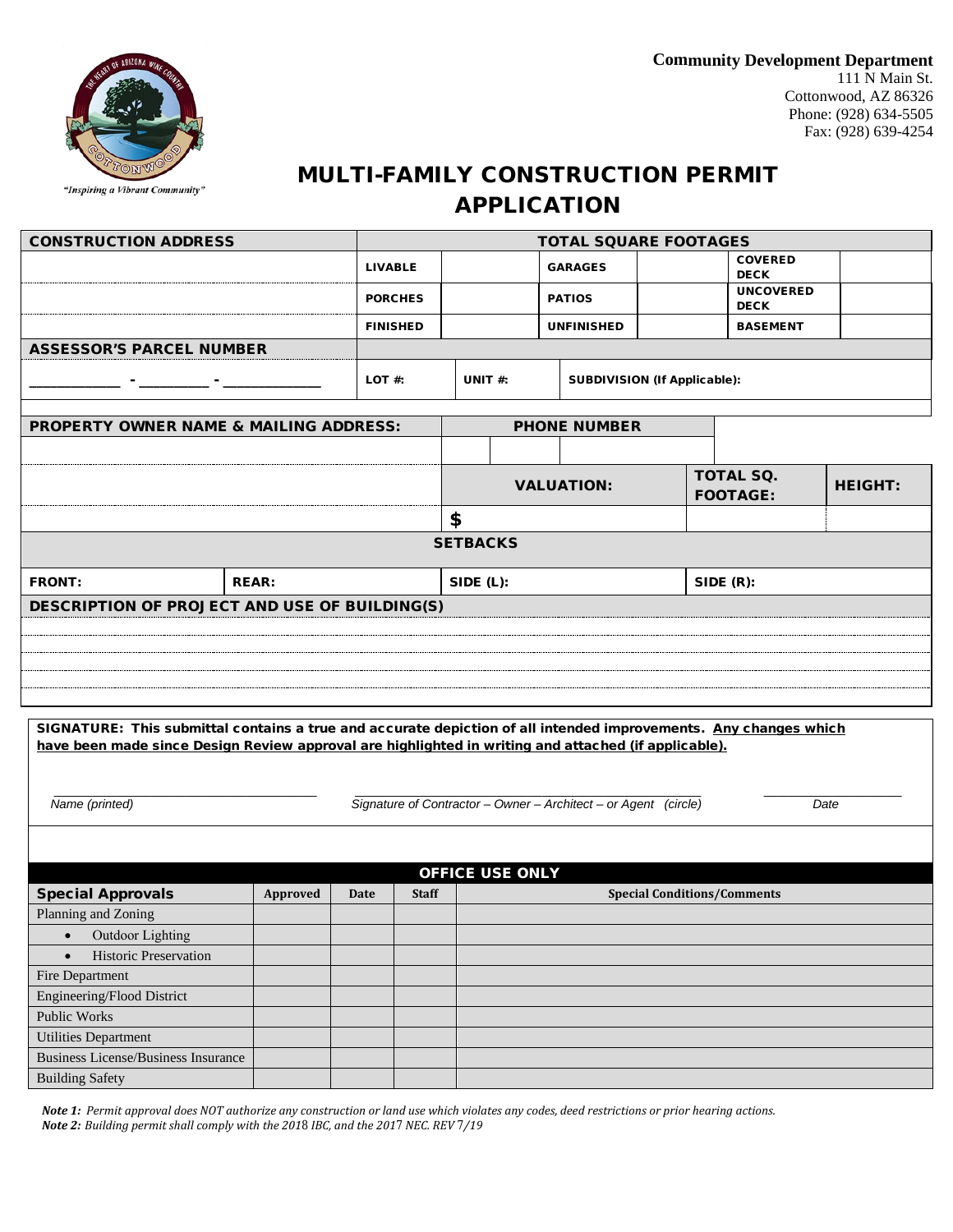**Community Development Department**
111 N Main St.
Cottonwood, AZ 86326
Phone: (928) 634-5505
Fax: (928) 639-4254

"Inspiring a Vibrant Community"

# MULTI-FAMILY CONSTRUCTION PERMIT APPLICATION

| CONSTRUCTION ADDRESS | TOTAL SQUARE FOOTAGES | | | | | |
|---|---|---|---|---|---|---|
| | LIVABLE | | GARAGES | | COVERED DECK | |
| | PORCHES | | PATIOS | | UNCOVERED DECK | |
| | FINISHED | | UNFINISHED | | BASEMENT | |

| ASSESSOR'S PARCEL NUMBER | | | |
|---|---|---|---|
| ___________ - _________ - ___________ | LOT #: | UNIT #: | SUBDIVISION (If Applicable): |

| PROPERTY OWNER NAME & MAILING ADDRESS: | PHONE NUMBER | | |
|---|---|---|---|
| | | | |
| | VALUATION: | TOTAL SQ. FOOTAGE: | HEIGHT: |
| | $ | | |

| SETBACKS | | | |
|---|---|---|---|
| FRONT: | REAR: | SIDE (L): | SIDE (R): |

**DESCRIPTION OF PROJECT AND USE OF BUILDING(S)**

&nbsp;

**SIGNATURE: This submittal contains a true and accurate depiction of all intended improvements. <u>Any changes which have been made since Design Review approval are highlighted in writing and attached (if applicable).</u>**

_______________________ _______________________ _______________

*Name (printed)* *Signature of Contractor – Owner – Architect – or Agent (circle)* *Date*

**OFFICE USE ONLY**

| Special Approvals | Approved | Date | Staff | Special Conditions/Comments |
|---|---|---|---|---|
| Planning and Zoning | | | | |
| • Outdoor Lighting | | | | |
| • Historic Preservation | | | | |
| Fire Department | | | | |
| Engineering/Flood District | | | | |
| Public Works | | | | |
| Utilities Department | | | | |
| Business License/Business Insurance | | | | |
| Building Safety | | | | |

***Note 1:*** *Permit approval does NOT authorize any construction or land use which violates any codes, deed restrictions or prior hearing actions.*
***Note 2:*** *Building permit shall comply with the 2018 IBC, and the 2017 NEC. REV 7/19*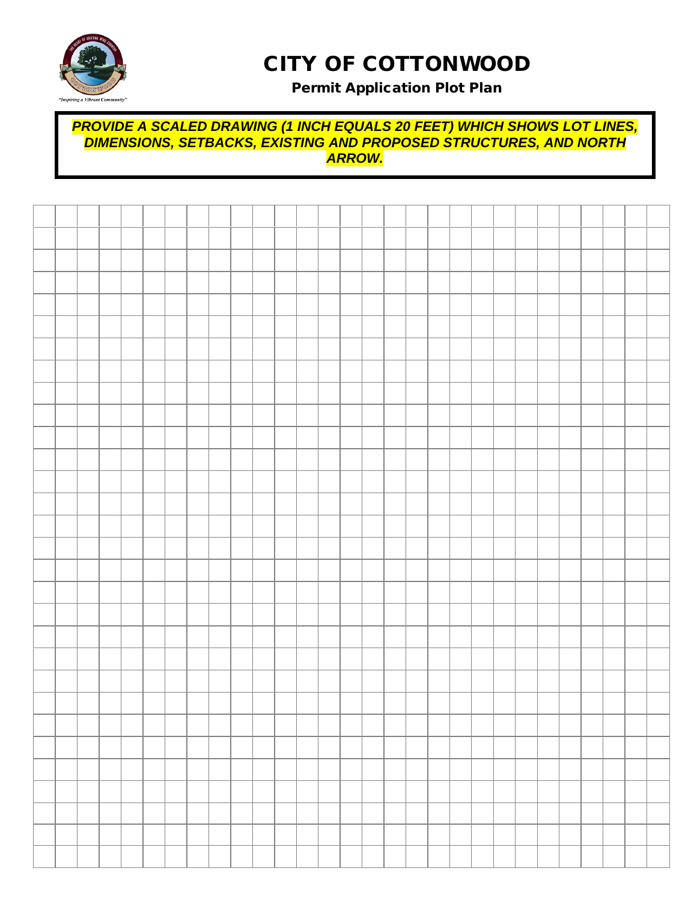# CITY OF COTTONWOOD

## Permit Application Plot Plan

***PROVIDE A SCALED DRAWING (1 INCH EQUALS 20 FEET) WHICH SHOWS LOT LINES, DIMENSIONS, SETBACKS, EXISTING AND PROPOSED STRUCTURES, AND NORTH ARROW.***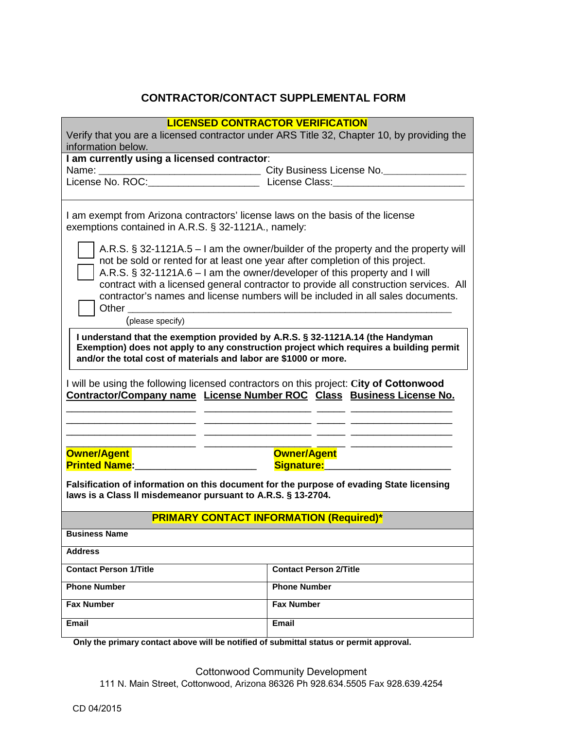# CONTRACTOR/CONTACT SUPPLEMENTAL FORM

## LICENSED CONTRACTOR VERIFICATION

Verify that you are a licensed contractor under ARS Title 32, Chapter 10, by providing the information below.

**I am currently using a licensed contractor**:

Name: ______________________________ City Business License No.______________

License No. ROC:____________________ License Class:________________________

I am exempt from Arizona contractors' license laws on the basis of the license exemptions contained in A.R.S. § 32-1121A., namely:

- ☐ A.R.S. § 32-1121A.5 – I am the owner/builder of the property and the property will not be sold or rented for at least one year after completion of this project.
- ☐ A.R.S. § 32-1121A.6 – I am the owner/developer of this property and I will contract with a licensed general contractor to provide all construction services. All contractor's names and license numbers will be included in all sales documents.
- ☐ Other ______________________________________________________________
  (please specify)

**I understand that the exemption provided by A.R.S. § 32-1121A.14 (the Handyman Exemption) does not apply to any construction project which requires a building permit and/or the total cost of materials and labor are $1000 or more.**

I will be using the following licensed contractors on this project:

| Contractor/Company name | License Number ROC | Class | City of Cottonwood Business License No. |
|---|---|---|---|
| | | | |
| | | | |
| | | | |
| | | | |

**Owner/Agent Printed Name:**____________________ **Owner/Agent Signature:**______________________

**Falsification of information on this document for the purpose of evading State licensing laws is a Class II misdemeanor pursuant to A.R.S. § 13-2704.**

## PRIMARY CONTACT INFORMATION (Required)*

| **Business Name** | |
|---|---|
| **Address** | |
| **Contact Person 1/Title** | **Contact Person 2/Title** |
| **Phone Number** | **Phone Number** |
| **Fax Number** | **Fax Number** |
| **Email** | **Email** |

**Only the primary contact above will be notified of submittal status or permit approval.**

Cottonwood Community Development
111 N. Main Street, Cottonwood, Arizona 86326 Ph 928.634.5505 Fax 928.639.4254

CD 04/2015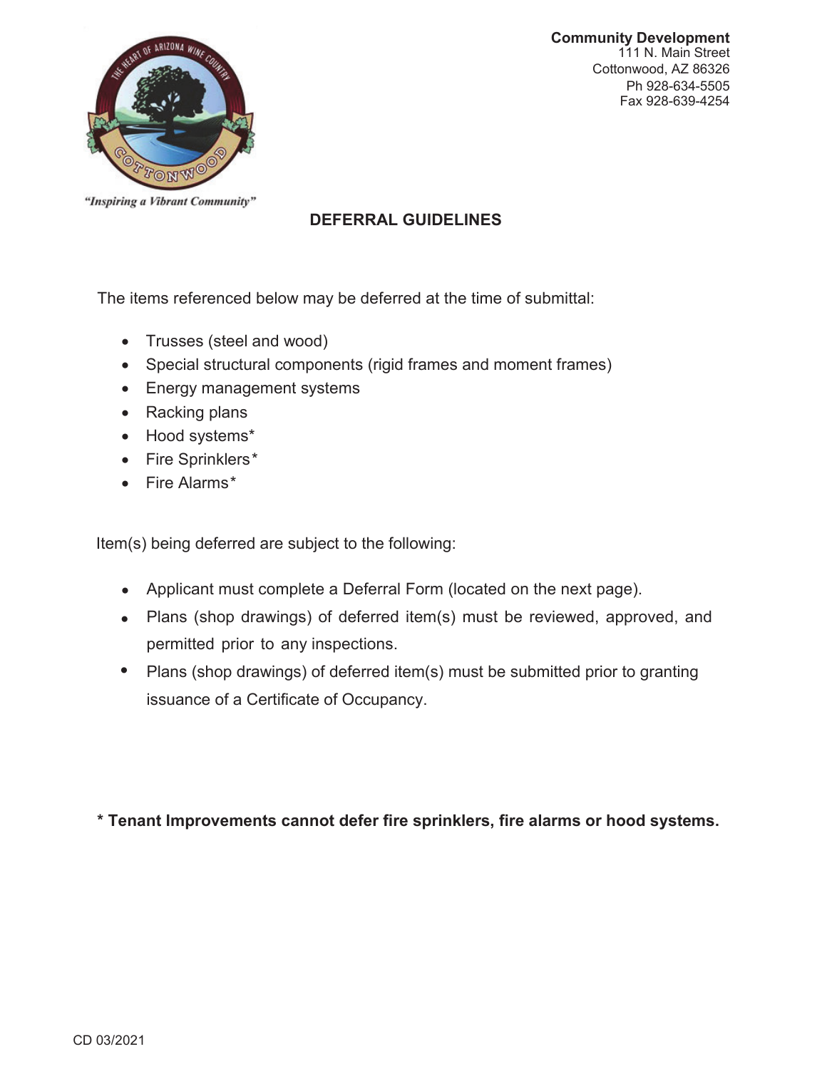**Community Development**
111 N. Main Street
Cottonwood, AZ 86326
Ph 928-634-5505
Fax 928-639-4254

*"Inspiring a Vibrant Community"*

# DEFERRAL GUIDELINES

The items referenced below may be deferred at the time of submittal:

- Trusses (steel and wood)
- Special structural components (rigid frames and moment frames)
- Energy management systems
- Racking plans
- Hood systems*
- Fire Sprinklers*
- Fire Alarms*

Item(s) being deferred are subject to the following:

- Applicant must complete a Deferral Form (located on the next page).
- Plans (shop drawings) of deferred item(s) must be reviewed, approved, and permitted prior to any inspections.
- Plans (shop drawings) of deferred item(s) must be submitted prior to granting issuance of a Certificate of Occupancy.

**\* Tenant Improvements cannot defer fire sprinklers, fire alarms or hood systems.**

CD 03/2021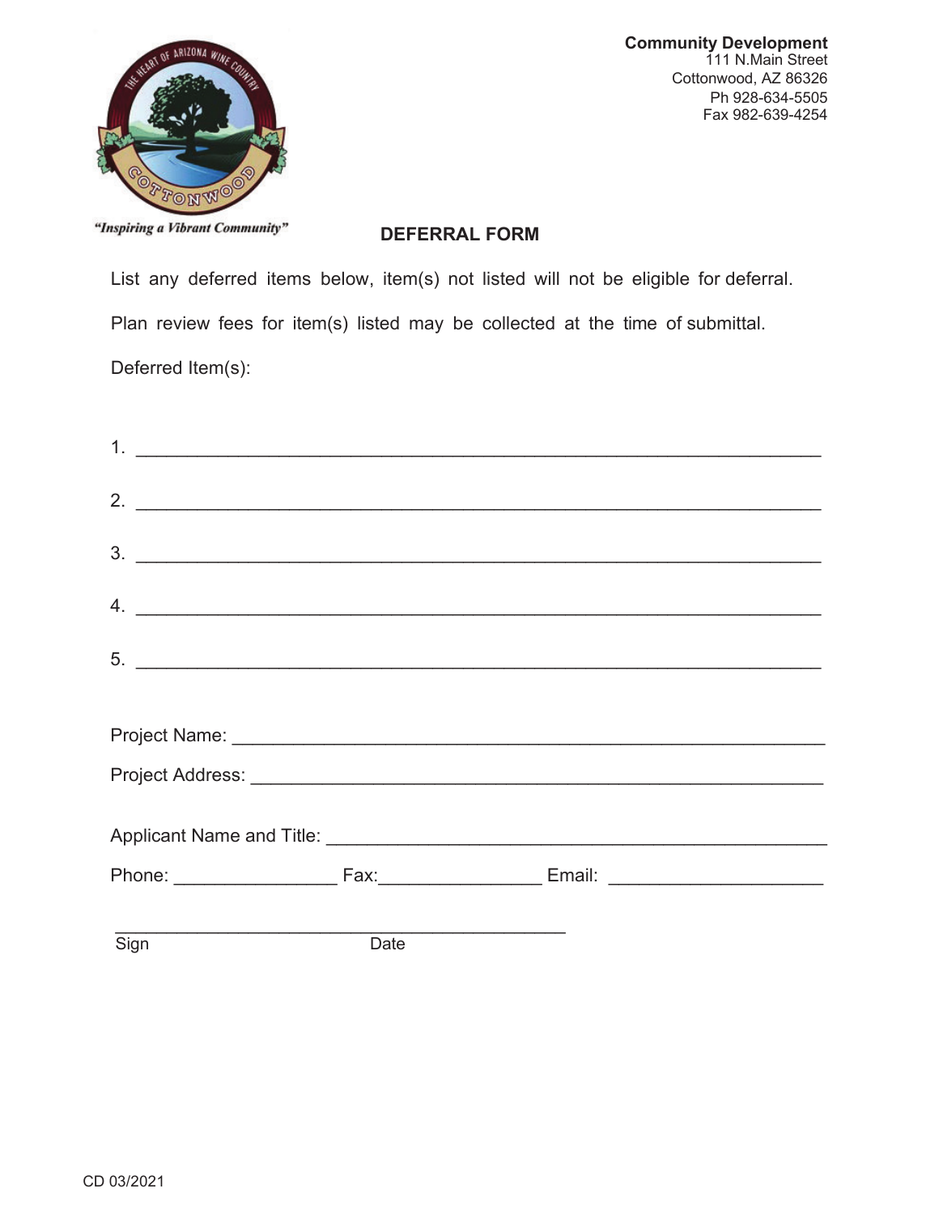"Inspiring a Vibrant Community"

**Community Development**
111 N.Main Street
Cottonwood, AZ 86326
Ph 928-634-5505
Fax 982-639-4254

## DEFERRAL FORM

List any deferred items below, item(s) not listed will not be eligible for deferral.

Plan review fees for item(s) listed may be collected at the time of submittal.

Deferred Item(s):

1. ______________________________________________________________

2. ______________________________________________________________

3. ______________________________________________________________

4. ______________________________________________________________

5. ______________________________________________________________

Project Name: ______________________________________________________

Project Address: ____________________________________________________

Applicant Name and Title: ____________________________________________

Phone: _______________ Fax: _______________ Email: ____________________

__________________________________________
Sign Date

CD 03/2021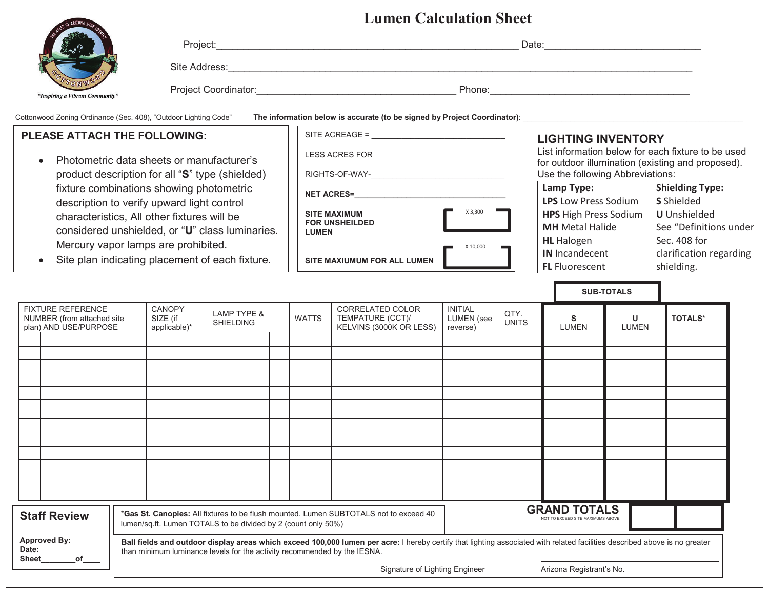# Lumen Calculation Sheet

*"Inspiring a Vibrant Community"*

Project:______________________________ Date:______________________

Site Address:__________________________________________________

Project Coordinator:______________________ Phone:______________________

Cottonwood Zoning Ordinance (Sec. 408), "Outdoor Lighting Code" **The information below is accurate (to be signed by Project Coordinator)**: ______________________

## PLEASE ATTACH THE FOLLOWING:

- Photometric data sheets or manufacturer's product description for all "**S**" type (shielded) fixture combinations showing photometric description to verify upward light control characteristics, All other fixtures will be considered unshielded, or "**U**" class luminaries. Mercury vapor lamps are prohibited.
- Site plan indicating placement of each fixture.

SITE ACREAGE = ______________________

LESS ACRES FOR RIGHTS-OF-WAY-______________________

**NET ACRES=**______________________

**SITE MAXIMUM FOR UNSHEILDED LUMEN** [ X 3,300 ]

**SITE MAXIUMUM FOR ALL LUMEN** [ X 10,000 ]

## LIGHTING INVENTORY

List information below for each fixture to be used for outdoor illumination (existing and proposed). Use the following Abbreviations:

| Lamp Type: | Shielding Type: |
|---|---|
| **LPS** Low Press Sodium | **S** Shielded |
| **HPS** High Press Sodium | **U** Unshielded |
| **MH** Metal Halide | See "Definitions under |
| **HL** Halogen | Sec. 408 for |
| **IN** Incandecent | clarification regarding |
| **FL** Fluorescent | shielding. |

| FIXTURE REFERENCE NUMBER (from attached site plan) AND USE/PURPOSE | | CANOPY SIZE (if applicable)* | LAMP TYPE & SHIELDING | | WATTS | CORRELATED COLOR TEMPATURE (CCT)/ KELVINS (3000K OR LESS) | INITIAL LUMEN (see reverse) | QTY. UNITS | SUB-TOTALS: S LUMEN | SUB-TOTALS: U LUMEN | TOTALS* |
|---|---|---|---|---|---|---|---|---|---|---|---|
| | | | | | | | | | | | |
| | | | | | | | | | | | |
| | | | | | | | | | | | |
| | | | | | | | | | | | |
| | | | | | | | | | | | |
| | | | | | | | | | | | |
| | | | | | | | | | | | |
| | | | | | | | | | | | |
| | | | | | | | | | | | |
| | | | | | | | | | | | |
| | | | | | | | | | | | |
| | | | | | | | | | | | |

**GRAND TOTALS** NOT TO EXCEED SITE MAXIMUMS ABOVE. [ ] [ ]

### Staff Review

Approved By:
Date:
Sheet________of____

*__Gas St. Canopies:__ All fixtures to be flush mounted. Lumen SUBTOTALS not to exceed 40 lumen/sq.ft. Lumen TOTALS to be divided by 2 (count only 50%)

**Ball fields and outdoor display areas which exceed 100,000 lumen per acre:** I hereby certify that lighting associated with related facilities described above is no greater than minimum luminance levels for the activity recommended by the IESNA.

______________________ Signature of Lighting Engineer

______________________ Arizona Registrant's No.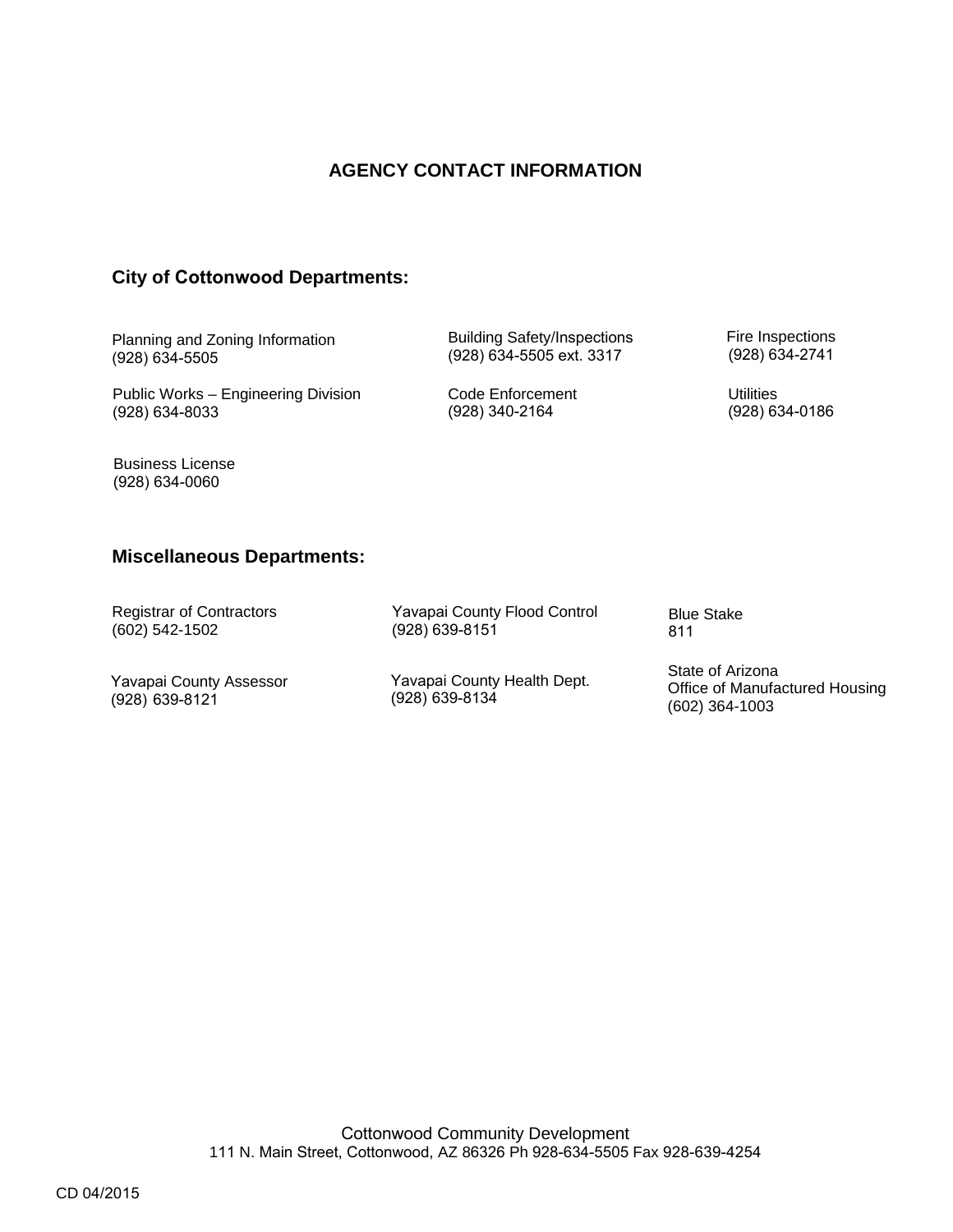# AGENCY CONTACT INFORMATION

## City of Cottonwood Departments:

Planning and Zoning Information
(928) 634-5505

Building Safety/Inspections
(928) 634-5505 ext. 3317

Fire Inspections
(928) 634-2741

Public Works – Engineering Division
(928) 634-8033

Code Enforcement
(928) 340-2164

Utilities
(928) 634-0186

Business License
(928) 634-0060

## Miscellaneous Departments:

Registrar of Contractors
(602) 542-1502

Yavapai County Flood Control
(928) 639-8151

Blue Stake
811

Yavapai County Assessor
(928) 639-8121

Yavapai County Health Dept.
(928) 639-8134

State of Arizona
Office of Manufactured Housing
(602) 364-1003

Cottonwood Community Development
111 N. Main Street, Cottonwood, AZ 86326 Ph 928-634-5505 Fax 928-639-4254

CD 04/2015